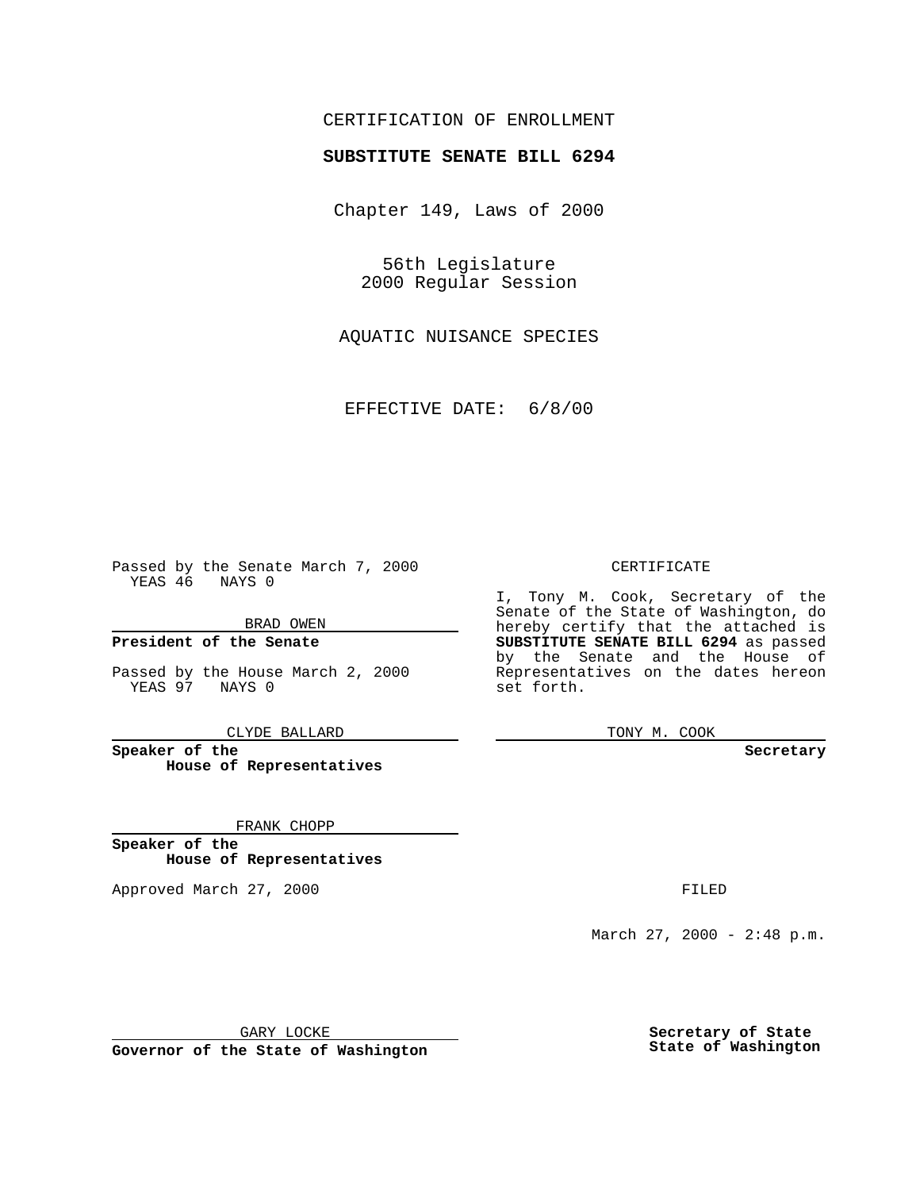CERTIFICATION OF ENROLLMENT

**SUBSTITUTE SENATE BILL 6294**

Chapter 149, Laws of 2000

56th Legislature
2000 Regular Session

AQUATIC NUISANCE SPECIES

EFFECTIVE DATE: 6/8/00

Passed by the Senate March 7, 2000
YEAS 46 NAYS 0

BRAD OWEN

**President of the Senate**

Passed by the House March 2, 2000
YEAS 97 NAYS 0

CLYDE BALLARD

**Speaker of the House of Representatives**

FRANK CHOPP

**Speaker of the House of Representatives**

Approved March 27, 2000

GARY LOCKE

**Governor of the State of Washington**

CERTIFICATE

I, Tony M. Cook, Secretary of the Senate of the State of Washington, do hereby certify that the attached is **SUBSTITUTE SENATE BILL 6294** as passed by the Senate and the House of Representatives on the dates hereon set forth.

TONY M. COOK

**Secretary**

FILED

March 27, 2000 - 2:48 p.m.

**Secretary of State State of Washington**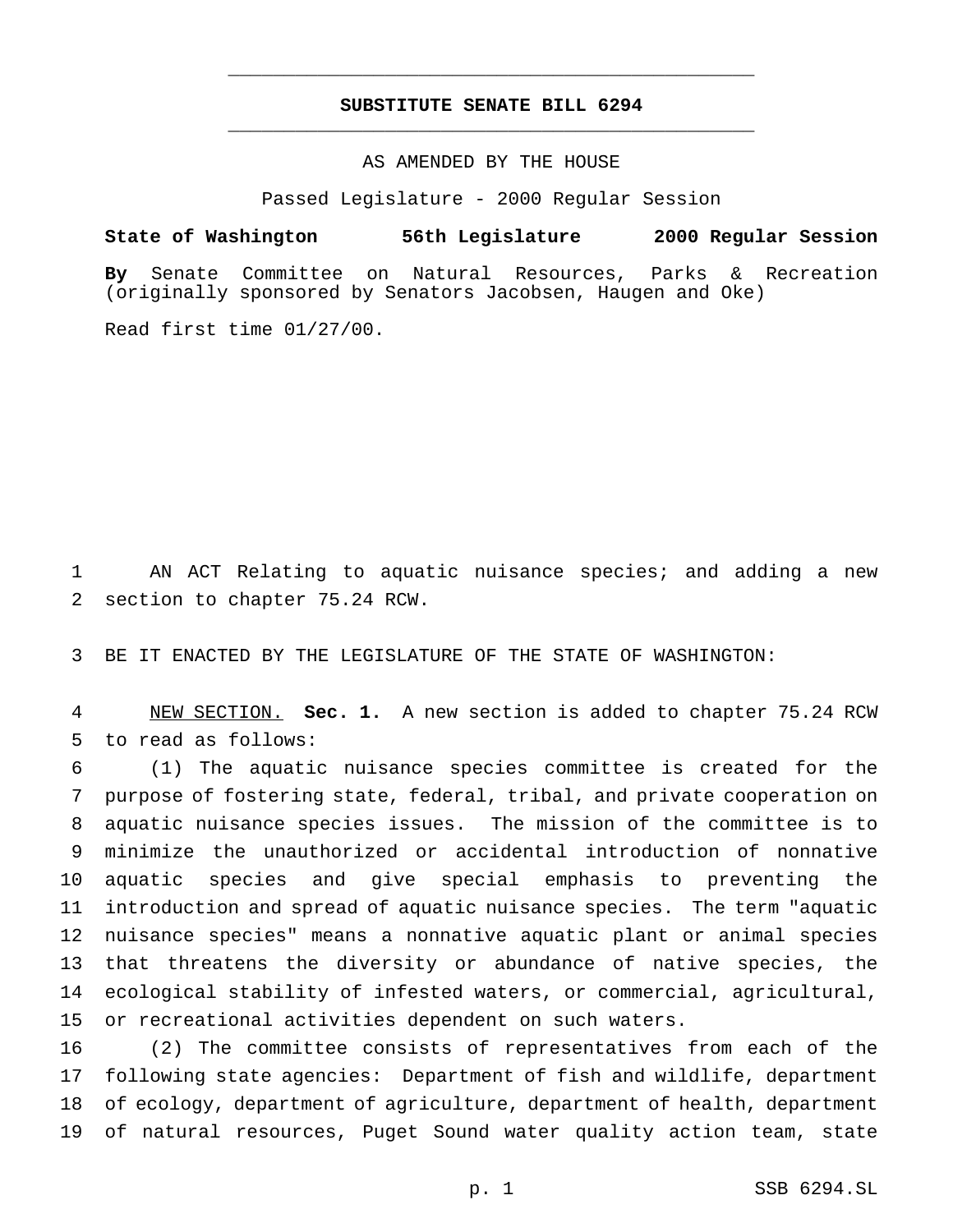# SUBSTITUTE SENATE BILL 6294

AS AMENDED BY THE HOUSE

Passed Legislature - 2000 Regular Session

**State of Washington 56th Legislature 2000 Regular Session**

**By** Senate Committee on Natural Resources, Parks & Recreation (originally sponsored by Senators Jacobsen, Haugen and Oke)

Read first time 01/27/00.

AN ACT Relating to aquatic nuisance species; and adding a new section to chapter 75.24 RCW.

BE IT ENACTED BY THE LEGISLATURE OF THE STATE OF WASHINGTON:

NEW SECTION. **Sec. 1.** A new section is added to chapter 75.24 RCW to read as follows:

(1) The aquatic nuisance species committee is created for the purpose of fostering state, federal, tribal, and private cooperation on aquatic nuisance species issues. The mission of the committee is to minimize the unauthorized or accidental introduction of nonnative aquatic species and give special emphasis to preventing the introduction and spread of aquatic nuisance species. The term "aquatic nuisance species" means a nonnative aquatic plant or animal species that threatens the diversity or abundance of native species, the ecological stability of infested waters, or commercial, agricultural, or recreational activities dependent on such waters.

(2) The committee consists of representatives from each of the following state agencies: Department of fish and wildlife, department of ecology, department of agriculture, department of health, department of natural resources, Puget Sound water quality action team, state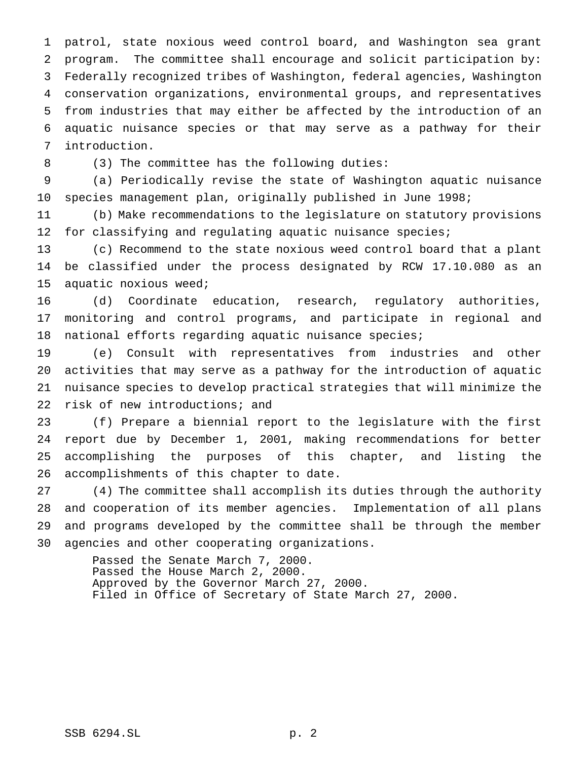patrol, state noxious weed control board, and Washington sea grant program. The committee shall encourage and solicit participation by: Federally recognized tribes of Washington, federal agencies, Washington conservation organizations, environmental groups, and representatives from industries that may either be affected by the introduction of an aquatic nuisance species or that may serve as a pathway for their introduction.

(3) The committee has the following duties:

(a) Periodically revise the state of Washington aquatic nuisance species management plan, originally published in June 1998;

(b) Make recommendations to the legislature on statutory provisions for classifying and regulating aquatic nuisance species;

(c) Recommend to the state noxious weed control board that a plant be classified under the process designated by RCW 17.10.080 as an aquatic noxious weed;

(d) Coordinate education, research, regulatory authorities, monitoring and control programs, and participate in regional and national efforts regarding aquatic nuisance species;

(e) Consult with representatives from industries and other activities that may serve as a pathway for the introduction of aquatic nuisance species to develop practical strategies that will minimize the risk of new introductions; and

(f) Prepare a biennial report to the legislature with the first report due by December 1, 2001, making recommendations for better accomplishing the purposes of this chapter, and listing the accomplishments of this chapter to date.

(4) The committee shall accomplish its duties through the authority and cooperation of its member agencies. Implementation of all plans and programs developed by the committee shall be through the member agencies and other cooperating organizations.

Passed the Senate March 7, 2000.
Passed the House March 2, 2000.
Approved by the Governor March 27, 2000.
Filed in Office of Secretary of State March 27, 2000.